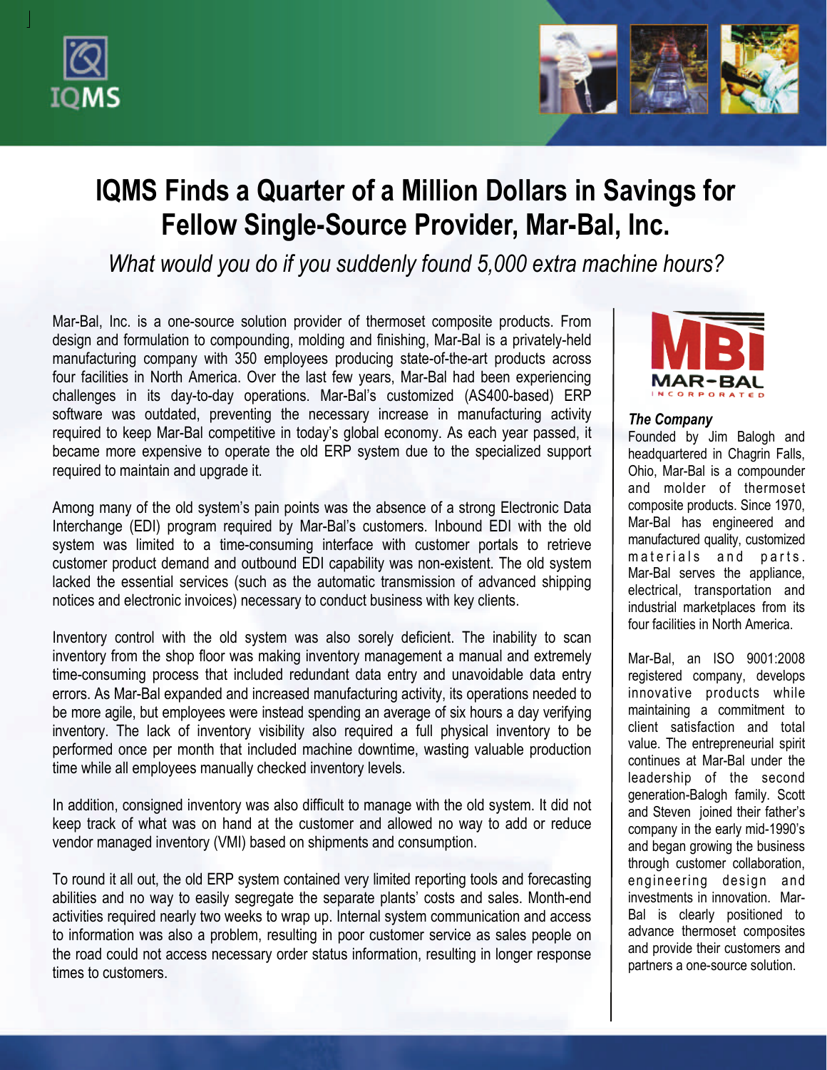# IQMS Finds a Quarter of a Million Dollars in Savings for Fellow Single-Source Provider, Mar-Bal, Inc.

*What would you do if you suddenly found 5,000 extra machine hours?*

Mar-Bal, Inc. is a one-source solution provider of thermoset composite products. From design and formulation to compounding, molding and finishing, Mar-Bal is a privately-held manufacturing company with 350 employees producing state-of-the-art products across four facilities in North America. Over the last few years, Mar-Bal had been experiencing challenges in its day-to-day operations. Mar-Bal's customized (AS400-based) ERP software was outdated, preventing the necessary increase in manufacturing activity required to keep Mar-Bal competitive in today's global economy. As each year passed, it became more expensive to operate the old ERP system due to the specialized support required to maintain and upgrade it.

Among many of the old system's pain points was the absence of a strong Electronic Data Interchange (EDI) program required by Mar-Bal's customers. Inbound EDI with the old system was limited to a time-consuming interface with customer portals to retrieve customer product demand and outbound EDI capability was non-existent. The old system lacked the essential services (such as the automatic transmission of advanced shipping notices and electronic invoices) necessary to conduct business with key clients.

Inventory control with the old system was also sorely deficient. The inability to scan inventory from the shop floor was making inventory management a manual and extremely time-consuming process that included redundant data entry and unavoidable data entry errors. As Mar-Bal expanded and increased manufacturing activity, its operations needed to be more agile, but employees were instead spending an average of six hours a day verifying inventory. The lack of inventory visibility also required a full physical inventory to be performed once per month that included machine downtime, wasting valuable production time while all employees manually checked inventory levels.

In addition, consigned inventory was also difficult to manage with the old system. It did not keep track of what was on hand at the customer and allowed no way to add or reduce vendor managed inventory (VMI) based on shipments and consumption.

To round it all out, the old ERP system contained very limited reporting tools and forecasting abilities and no way to easily segregate the separate plants' costs and sales. Month-end activities required nearly two weeks to wrap up. Internal system communication and access to information was also a problem, resulting in poor customer service as sales people on the road could not access necessary order status information, resulting in longer response times to customers.

### *The Company*

Founded by Jim Balogh and headquartered in Chagrin Falls, Ohio, Mar-Bal is a compounder and molder of thermoset composite products. Since 1970, Mar-Bal has engineered and manufactured quality, customized materials and parts. Mar-Bal serves the appliance, electrical, transportation and industrial marketplaces from its four facilities in North America.

Mar-Bal, an ISO 9001:2008 registered company, develops innovative products while maintaining a commitment to client satisfaction and total value. The entrepreneurial spirit continues at Mar-Bal under the leadership of the second generation-Balogh family. Scott and Steven joined their father's company in the early mid-1990's and began growing the business through customer collaboration, engineering design and investments in innovation. Mar-Bal is clearly positioned to advance thermoset composites and provide their customers and partners a one-source solution.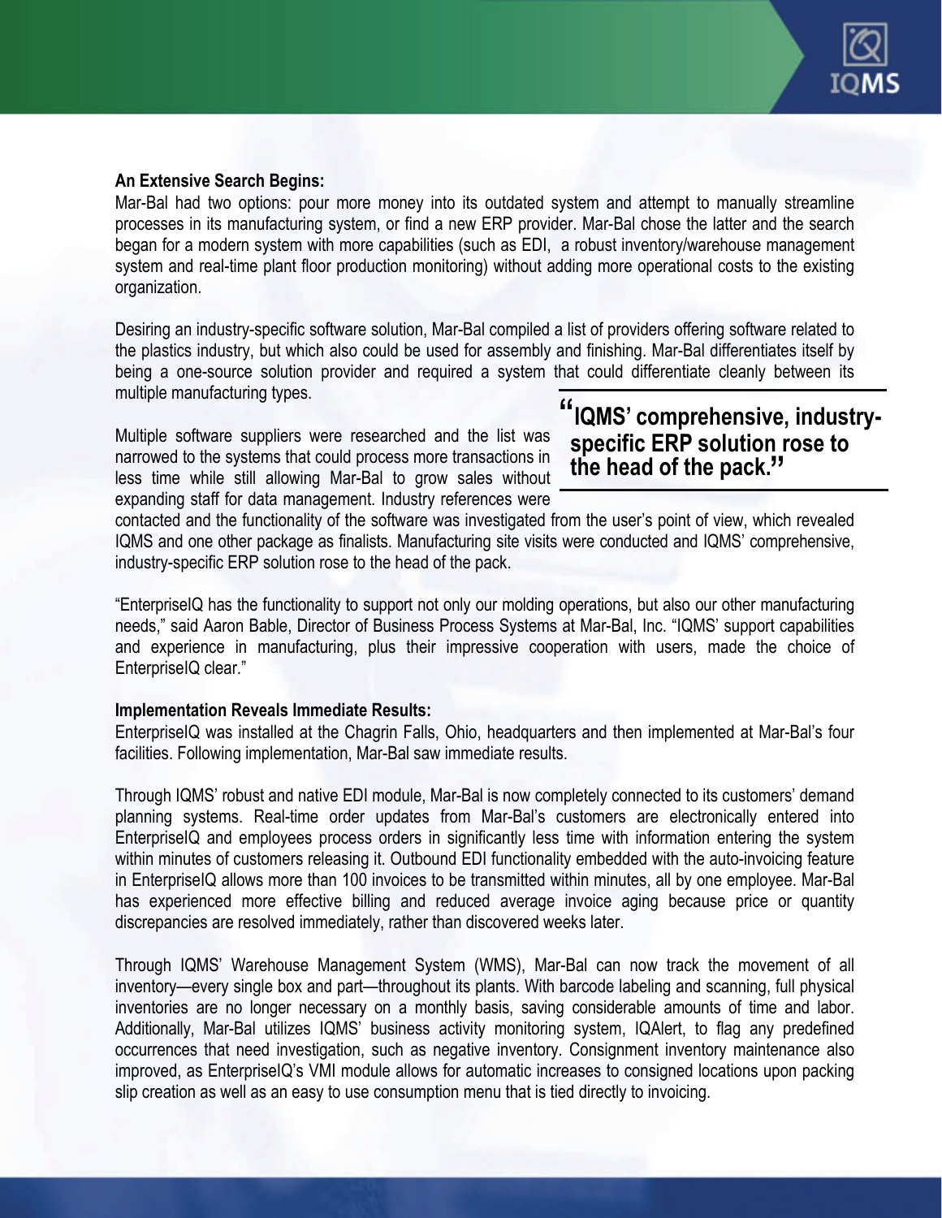**An Extensive Search Begins:**

Mar-Bal had two options: pour more money into its outdated system and attempt to manually streamline processes in its manufacturing system, or find a new ERP provider. Mar-Bal chose the latter and the search began for a modern system with more capabilities (such as EDI, a robust inventory/warehouse management system and real-time plant floor production monitoring) without adding more operational costs to the existing organization.

Desiring an industry-specific software solution, Mar-Bal compiled a list of providers offering software related to the plastics industry, but which also could be used for assembly and finishing. Mar-Bal differentiates itself by being a one-source solution provider and required a system that could differentiate cleanly between its multiple manufacturing types.

> **"IQMS' comprehensive, industry-specific ERP solution rose to the head of the pack."**

Multiple software suppliers were researched and the list was narrowed to the systems that could process more transactions in less time while still allowing Mar-Bal to grow sales without expanding staff for data management. Industry references were contacted and the functionality of the software was investigated from the user's point of view, which revealed IQMS and one other package as finalists. Manufacturing site visits were conducted and IQMS' comprehensive, industry-specific ERP solution rose to the head of the pack.

"EnterpriseIQ has the functionality to support not only our molding operations, but also our other manufacturing needs," said Aaron Bable, Director of Business Process Systems at Mar-Bal, Inc. "IQMS' support capabilities and experience in manufacturing, plus their impressive cooperation with users, made the choice of EnterpriseIQ clear."

**Implementation Reveals Immediate Results:**

EnterpriseIQ was installed at the Chagrin Falls, Ohio, headquarters and then implemented at Mar-Bal's four facilities. Following implementation, Mar-Bal saw immediate results.

Through IQMS' robust and native EDI module, Mar-Bal is now completely connected to its customers' demand planning systems. Real-time order updates from Mar-Bal's customers are electronically entered into EnterpriseIQ and employees process orders in significantly less time with information entering the system within minutes of customers releasing it. Outbound EDI functionality embedded with the auto-invoicing feature in EnterpriseIQ allows more than 100 invoices to be transmitted within minutes, all by one employee. Mar-Bal has experienced more effective billing and reduced average invoice aging because price or quantity discrepancies are resolved immediately, rather than discovered weeks later.

Through IQMS' Warehouse Management System (WMS), Mar-Bal can now track the movement of all inventory—every single box and part—throughout its plants. With barcode labeling and scanning, full physical inventories are no longer necessary on a monthly basis, saving considerable amounts of time and labor. Additionally, Mar-Bal utilizes IQMS' business activity monitoring system, IQAlert, to flag any predefined occurrences that need investigation, such as negative inventory. Consignment inventory maintenance also improved, as EnterpriseIQ's VMI module allows for automatic increases to consigned locations upon packing slip creation as well as an easy to use consumption menu that is tied directly to invoicing.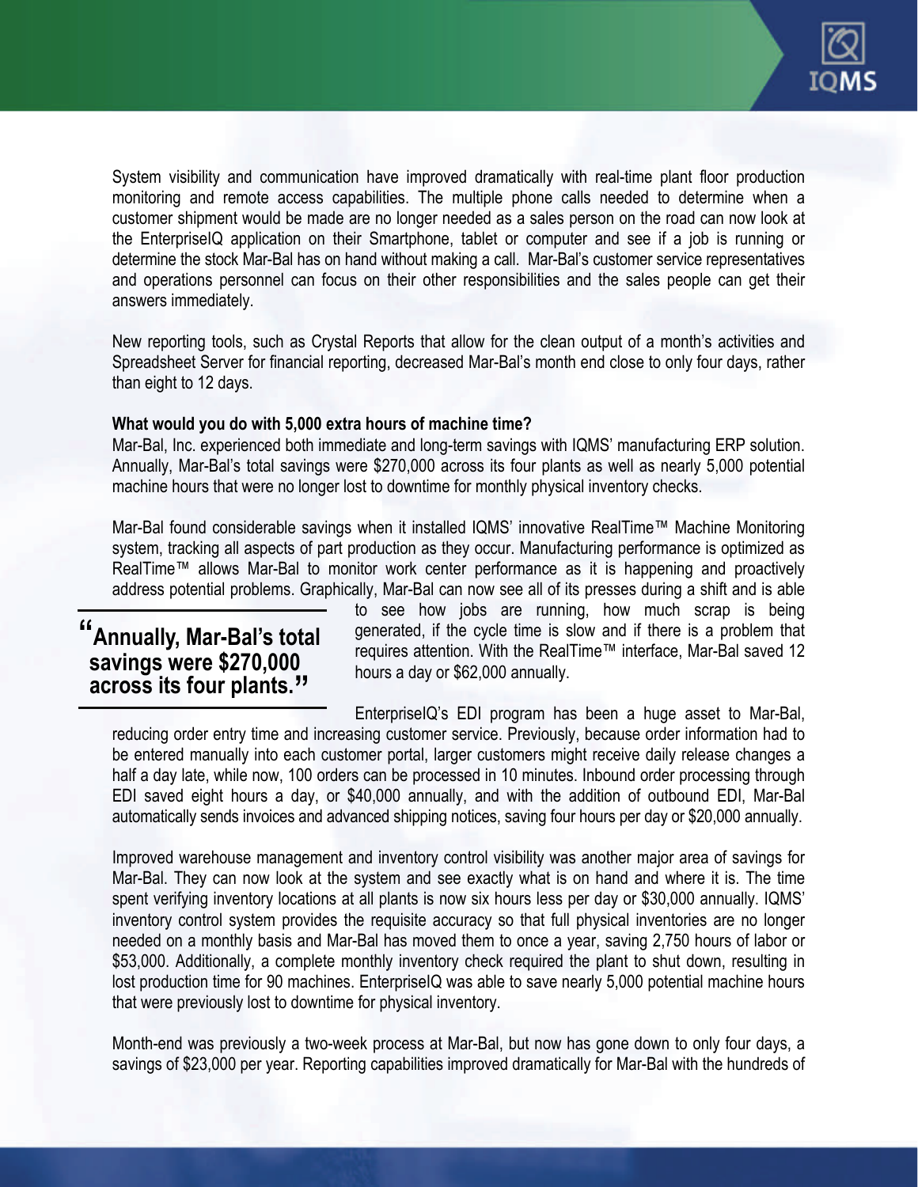System visibility and communication have improved dramatically with real-time plant floor production monitoring and remote access capabilities. The multiple phone calls needed to determine when a customer shipment would be made are no longer needed as a sales person on the road can now look at the EnterpriseIQ application on their Smartphone, tablet or computer and see if a job is running or determine the stock Mar-Bal has on hand without making a call. Mar-Bal's customer service representatives and operations personnel can focus on their other responsibilities and the sales people can get their answers immediately.

New reporting tools, such as Crystal Reports that allow for the clean output of a month's activities and Spreadsheet Server for financial reporting, decreased Mar-Bal's month end close to only four days, rather than eight to 12 days.

**What would you do with 5,000 extra hours of machine time?**

Mar-Bal, Inc. experienced both immediate and long-term savings with IQMS' manufacturing ERP solution. Annually, Mar-Bal's total savings were $270,000 across its four plants as well as nearly 5,000 potential machine hours that were no longer lost to downtime for monthly physical inventory checks.

Mar-Bal found considerable savings when it installed IQMS' innovative RealTime™ Machine Monitoring system, tracking all aspects of part production as they occur. Manufacturing performance is optimized as RealTime™ allows Mar-Bal to monitor work center performance as it is happening and proactively address potential problems. Graphically, Mar-Bal can now see all of its presses during a shift and is able to see how jobs are running, how much scrap is being generated, if the cycle time is slow and if there is a problem that requires attention. With the RealTime™ interface, Mar-Bal saved 12 hours a day or $62,000 annually.

> **"Annually, Mar-Bal's total savings were $270,000 across its four plants."**

EnterpriseIQ's EDI program has been a huge asset to Mar-Bal, reducing order entry time and increasing customer service. Previously, because order information had to be entered manually into each customer portal, larger customers might receive daily release changes a half a day late, while now, 100 orders can be processed in 10 minutes. Inbound order processing through EDI saved eight hours a day, or $40,000 annually, and with the addition of outbound EDI, Mar-Bal automatically sends invoices and advanced shipping notices, saving four hours per day or $20,000 annually.

Improved warehouse management and inventory control visibility was another major area of savings for Mar-Bal. They can now look at the system and see exactly what is on hand and where it is. The time spent verifying inventory locations at all plants is now six hours less per day or $30,000 annually. IQMS' inventory control system provides the requisite accuracy so that full physical inventories are no longer needed on a monthly basis and Mar-Bal has moved them to once a year, saving 2,750 hours of labor or $53,000. Additionally, a complete monthly inventory check required the plant to shut down, resulting in lost production time for 90 machines. EnterpriseIQ was able to save nearly 5,000 potential machine hours that were previously lost to downtime for physical inventory.

Month-end was previously a two-week process at Mar-Bal, but now has gone down to only four days, a savings of $23,000 per year. Reporting capabilities improved dramatically for Mar-Bal with the hundreds of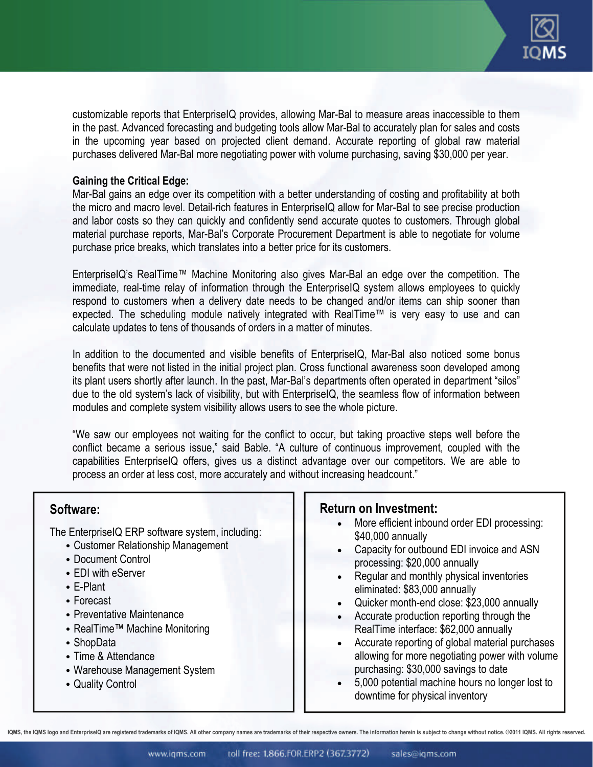customizable reports that EnterpriseIQ provides, allowing Mar-Bal to measure areas inaccessible to them in the past. Advanced forecasting and budgeting tools allow Mar-Bal to accurately plan for sales and costs in the upcoming year based on projected client demand. Accurate reporting of global raw material purchases delivered Mar-Bal more negotiating power with volume purchasing, saving $30,000 per year.

**Gaining the Critical Edge:**

Mar-Bal gains an edge over its competition with a better understanding of costing and profitability at both the micro and macro level. Detail-rich features in EnterpriseIQ allow for Mar-Bal to see precise production and labor costs so they can quickly and confidently send accurate quotes to customers. Through global material purchase reports, Mar-Bal's Corporate Procurement Department is able to negotiate for volume purchase price breaks, which translates into a better price for its customers.

EnterpriseIQ's RealTime™ Machine Monitoring also gives Mar-Bal an edge over the competition. The immediate, real-time relay of information through the EnterpriseIQ system allows employees to quickly respond to customers when a delivery date needs to be changed and/or items can ship sooner than expected. The scheduling module natively integrated with RealTime™ is very easy to use and can calculate updates to tens of thousands of orders in a matter of minutes.

In addition to the documented and visible benefits of EnterpriseIQ, Mar-Bal also noticed some bonus benefits that were not listed in the initial project plan. Cross functional awareness soon developed among its plant users shortly after launch. In the past, Mar-Bal's departments often operated in department "silos" due to the old system's lack of visibility, but with EnterpriseIQ, the seamless flow of information between modules and complete system visibility allows users to see the whole picture.

"We saw our employees not waiting for the conflict to occur, but taking proactive steps well before the conflict became a serious issue," said Bable. "A culture of continuous improvement, coupled with the capabilities EnterpriseIQ offers, gives us a distinct advantage over our competitors. We are able to process an order at less cost, more accurately and without increasing headcount."

## Software:

The EnterpriseIQ ERP software system, including:

- Customer Relationship Management
- Document Control
- EDI with eServer
- E-Plant
- Forecast
- Preventative Maintenance
- RealTime™ Machine Monitoring
- ShopData
- Time & Attendance
- Warehouse Management System
- Quality Control

## Return on Investment:

- More efficient inbound order EDI processing: $40,000 annually
- Capacity for outbound EDI invoice and ASN processing: $20,000 annually
- Regular and monthly physical inventories eliminated: $83,000 annually
- Quicker month-end close: $23,000 annually
- Accurate production reporting through the RealTime interface: $62,000 annually
- Accurate reporting of global material purchases allowing for more negotiating power with volume purchasing: $30,000 savings to date
- 5,000 potential machine hours no longer lost to downtime for physical inventory

IQMS, the IQMS logo and EnterpriseIQ are registered trademarks of IQMS. All other company names are trademarks of their respective owners. The information herein is subject to change without notice. ©2011 IQMS. All rights reserved.

www.iqms.com toll free: 1.866.FOR.ERP2 (367.3772) sales@iqms.com